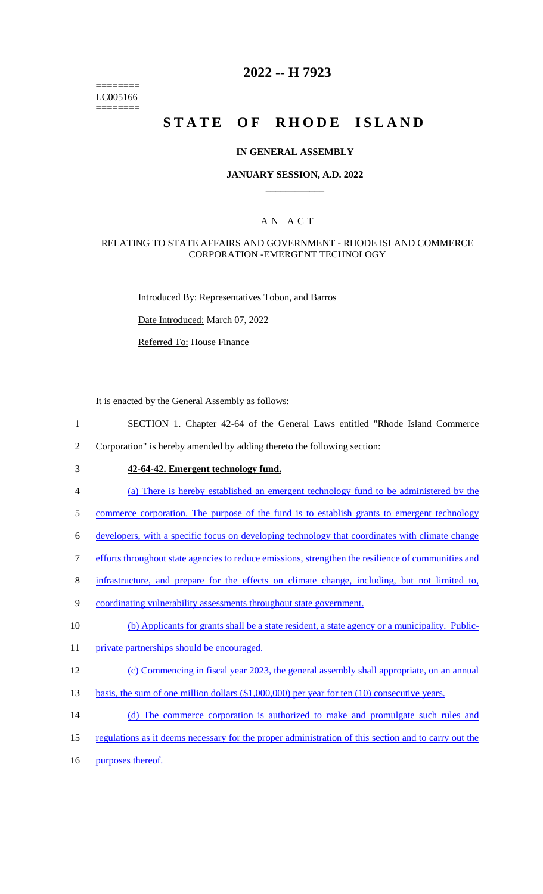========
LC005166
========

# 2022 -- H 7923

# STATE OF RHODE ISLAND

## IN GENERAL ASSEMBLY

### JANUARY SESSION, A.D. 2022

### AN ACT

RELATING TO STATE AFFAIRS AND GOVERNMENT - RHODE ISLAND COMMERCE CORPORATION -EMERGENT TECHNOLOGY

Introduced By: Representatives Tobon, and Barros

Date Introduced: March 07, 2022

Referred To: House Finance

It is enacted by the General Assembly as follows:

1 SECTION 1. Chapter 42-64 of the General Laws entitled "Rhode Island Commerce
2 Corporation" is hereby amended by adding thereto the following section:

3 **42-64-42. Emergent technology fund.**

4 (a) There is hereby established an emergent technology fund to be administered by the
5 commerce corporation. The purpose of the fund is to establish grants to emergent technology
6 developers, with a specific focus on developing technology that coordinates with climate change
7 efforts throughout state agencies to reduce emissions, strengthen the resilience of communities and
8 infrastructure, and prepare for the effects on climate change, including, but not limited to,
9 coordinating vulnerability assessments throughout state government.

10 (b) Applicants for grants shall be a state resident, a state agency or a municipality. Public-
11 private partnerships should be encouraged.

12 (c) Commencing in fiscal year 2023, the general assembly shall appropriate, on an annual
13 basis, the sum of one million dollars ($1,000,000) per year for ten (10) consecutive years.

14 (d) The commerce corporation is authorized to make and promulgate such rules and
15 regulations as it deems necessary for the proper administration of this section and to carry out the
16 purposes thereof.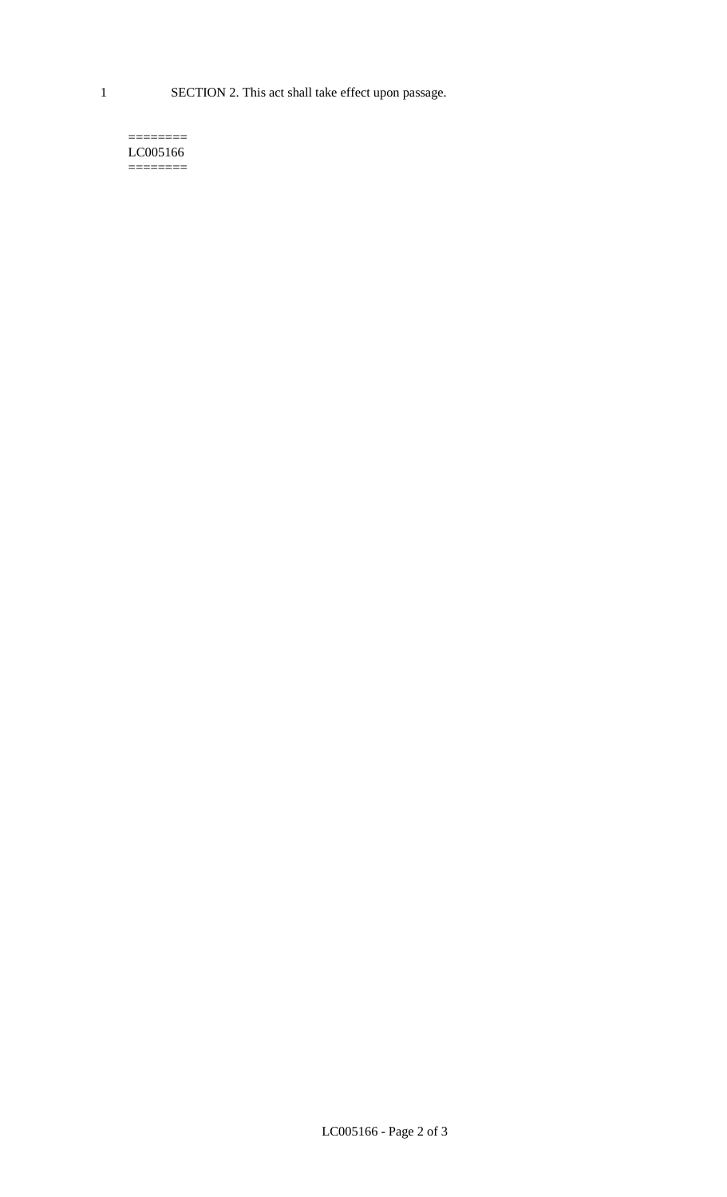SECTION 2. This act shall take effect upon passage.

========
LC005166
========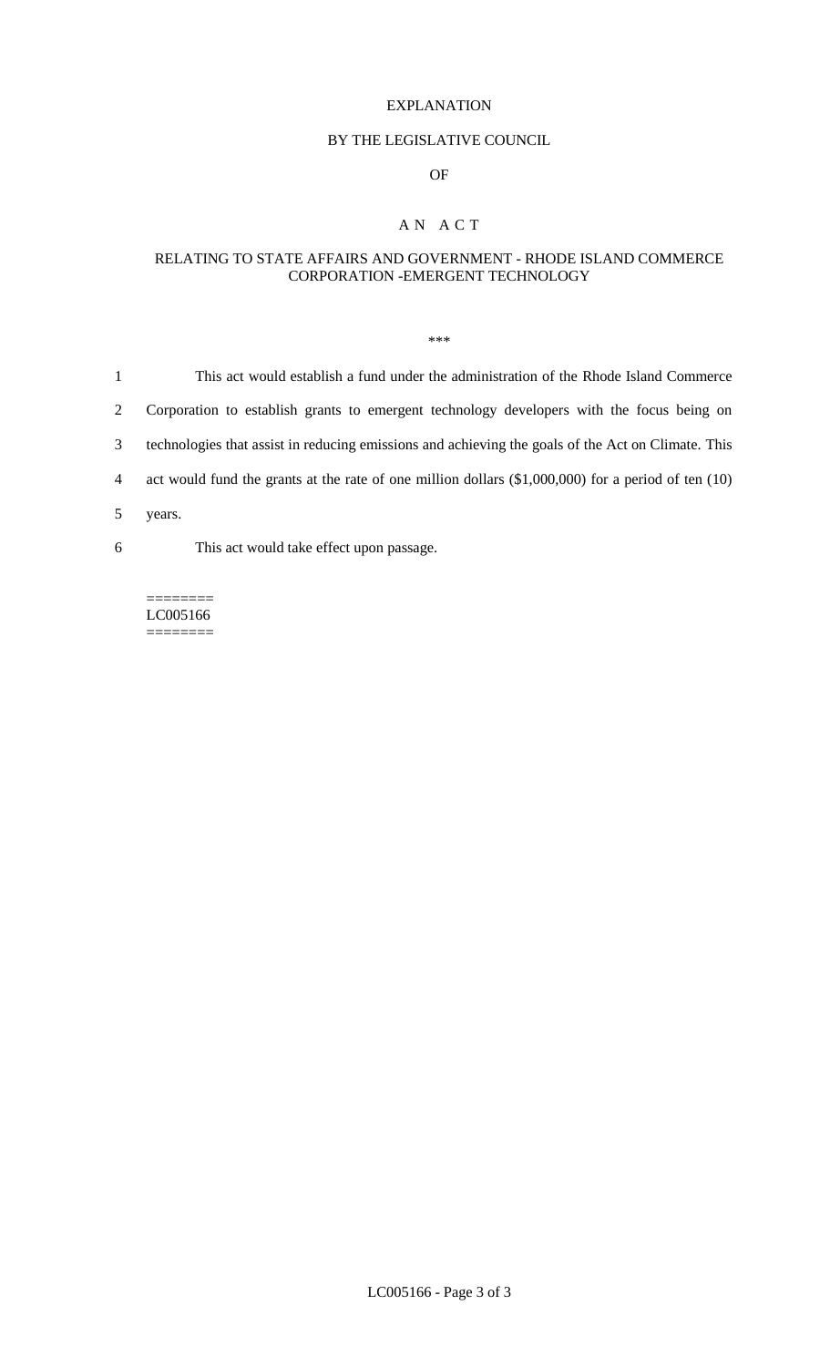EXPLANATION

BY THE LEGISLATIVE COUNCIL

OF

A N A C T

RELATING TO STATE AFFAIRS AND GOVERNMENT - RHODE ISLAND COMMERCE CORPORATION -EMERGENT TECHNOLOGY

\*\*\*

This act would establish a fund under the administration of the Rhode Island Commerce Corporation to establish grants to emergent technology developers with the focus being on technologies that assist in reducing emissions and achieving the goals of the Act on Climate. This act would fund the grants at the rate of one million dollars ($1,000,000) for a period of ten (10) years.

This act would take effect upon passage.

========
LC005166
========